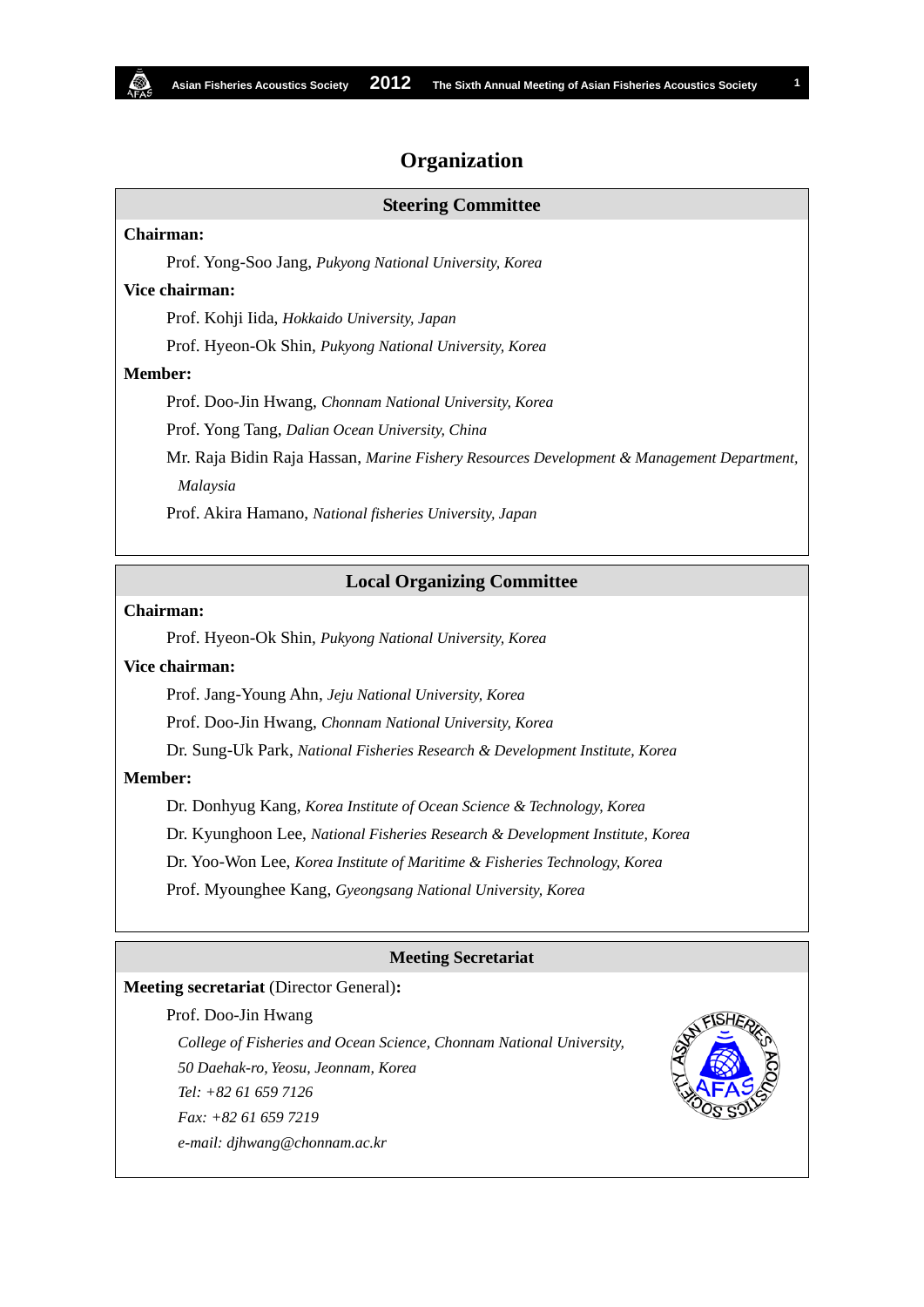# Organization

## Steering Committee

**Chairman:**

Prof. Yong-Soo Jang, *Pukyong National University, Korea*

**Vice chairman:**

Prof. Kohji Iida, *Hokkaido University, Japan*

Prof. Hyeon-Ok Shin, *Pukyong National University, Korea*

**Member:**

Prof. Doo-Jin Hwang, *Chonnam National University, Korea*

Prof. Yong Tang, *Dalian Ocean University, China*

Mr. Raja Bidin Raja Hassan, *Marine Fishery Resources Development & Management Department, Malaysia*

Prof. Akira Hamano, *National fisheries University, Japan*

## Local Organizing Committee

**Chairman:**

Prof. Hyeon-Ok Shin, *Pukyong National University, Korea*

**Vice chairman:**

Prof. Jang-Young Ahn, *Jeju National University, Korea*

Prof. Doo-Jin Hwang, *Chonnam National University, Korea*

Dr. Sung-Uk Park, *National Fisheries Research & Development Institute, Korea*

**Member:**

Dr. Donhyug Kang, *Korea Institute of Ocean Science & Technology, Korea*

Dr. Kyunghoon Lee, *National Fisheries Research & Development Institute, Korea*

Dr. Yoo-Won Lee, *Korea Institute of Maritime & Fisheries Technology, Korea*

Prof. Myounghee Kang, *Gyeongsang National University, Korea*

## Meeting Secretariat

**Meeting secretariat** (Director General)**:**

Prof. Doo-Jin Hwang

*College of Fisheries and Ocean Science, Chonnam National University,*

*50 Daehak-ro, Yeosu, Jeonnam, Korea*

*Tel: +82 61 659 7126*

*Fax: +82 61 659 7219*

*e-mail: djhwang@chonnam.ac.kr*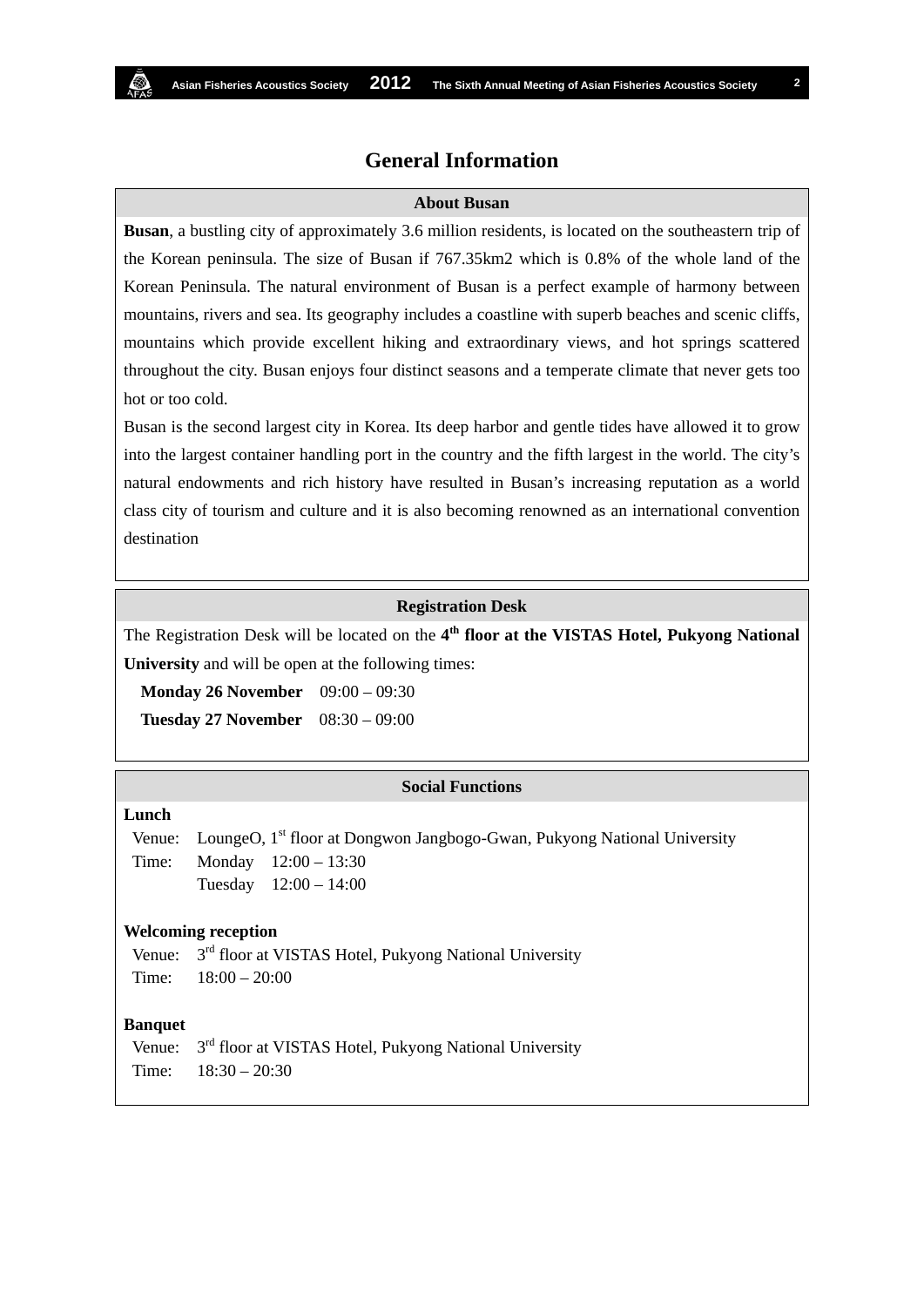# General Information

## About Busan

**Busan**, a bustling city of approximately 3.6 million residents, is located on the southeastern trip of the Korean peninsula. The size of Busan if 767.35km2 which is 0.8% of the whole land of the Korean Peninsula. The natural environment of Busan is a perfect example of harmony between mountains, rivers and sea. Its geography includes a coastline with superb beaches and scenic cliffs, mountains which provide excellent hiking and extraordinary views, and hot springs scattered throughout the city. Busan enjoys four distinct seasons and a temperate climate that never gets too hot or too cold.

Busan is the second largest city in Korea. Its deep harbor and gentle tides have allowed it to grow into the largest container handling port in the country and the fifth largest in the world. The city's natural endowments and rich history have resulted in Busan's increasing reputation as a world class city of tourism and culture and it is also becoming renowned as an international convention destination

## Registration Desk

The Registration Desk will be located on the **4th floor at the VISTAS Hotel, Pukyong National University** and will be open at the following times:

**Monday 26 November** 09:00 – 09:30

**Tuesday 27 November** 08:30 – 09:00

## Social Functions

**Lunch**

Venue: LoungeO, 1st floor at Dongwon Jangbogo-Gwan, Pukyong National University

Time: Monday 12:00 – 13:30

Tuesday 12:00 – 14:00

**Welcoming reception**

Venue: 3rd floor at VISTAS Hotel, Pukyong National University

Time: 18:00 – 20:00

**Banquet**

Venue: 3rd floor at VISTAS Hotel, Pukyong National University

Time: 18:30 – 20:30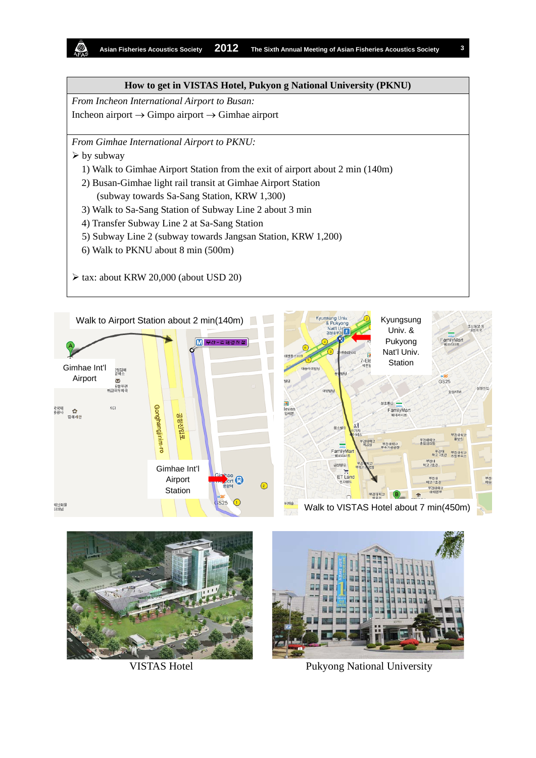## How to get in VISTAS Hotel, Pukyon g National University (PKNU)

*From Incheon International Airport to Busan:*

Incheon airport → Gimpo airport → Gimhae airport

*From Gimhae International Airport to PKNU:*

- by subway
  1) Walk to Gimhae Airport Station from the exit of airport about 2 min (140m)
  2) Busan-Gimhae light rail transit at Gimhae Airport Station
     (subway towards Sa-Sang Station, KRW 1,300)
  3) Walk to Sa-Sang Station of Subway Line 2 about 3 min
  4) Transfer Subway Line 2 at Sa-Sang Station
  5) Subway Line 2 (subway towards Jangsan Station, KRW 1,200)
  6) Walk to PKNU about 8 min (500m)

- tax: about KRW 20,000 (about USD 20)

Walk to Airport Station about 2 min(140m)

Gimhae Int'l Airport

Gimhae Int'l Airport Station

Kyungsung Univ. & Pukyong Nat'l Univ. Station

Walk to VISTAS Hotel about 7 min(450m)

VISTAS Hotel

Pukyong National University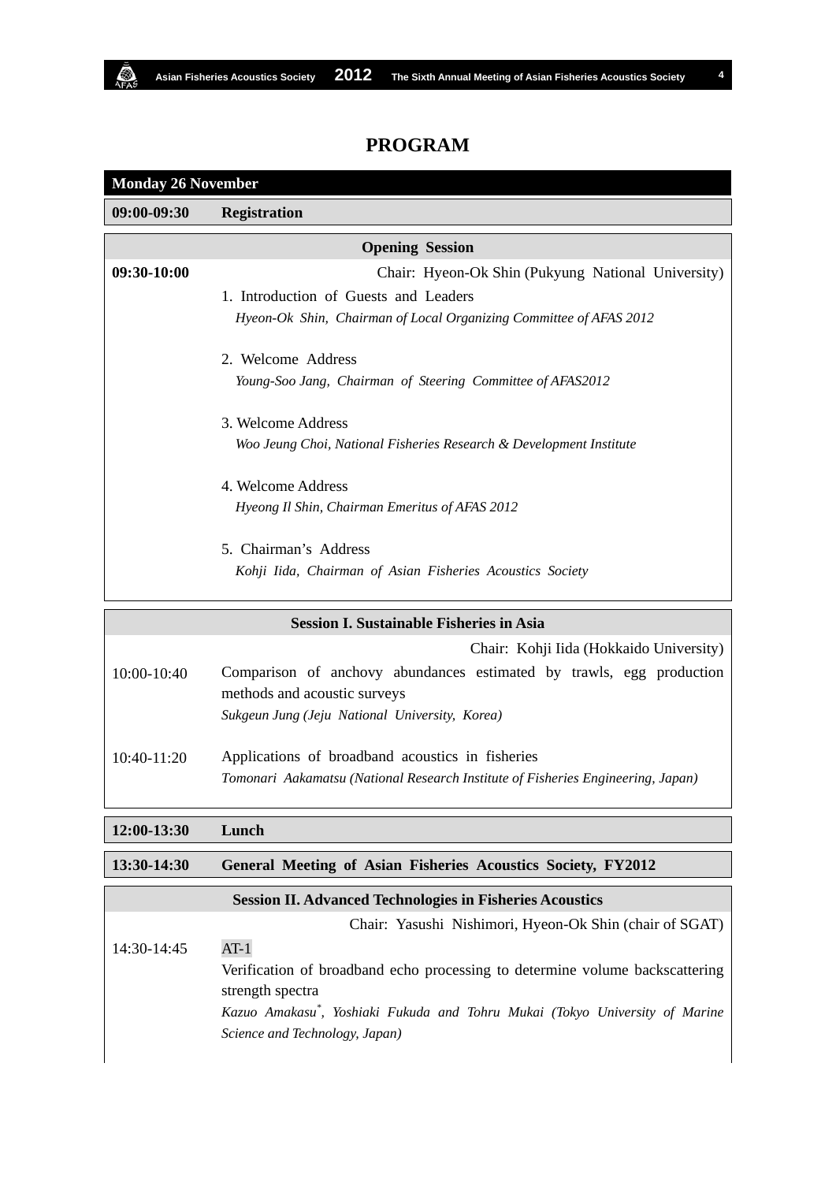# PROGRAM

**Monday 26 November**

**09:00-09:30 Registration**

## Opening Session

**09:30-10:00** Chair: Hyeon-Ok Shin (Pukyung National University)

1. Introduction of Guests and Leaders
   *Hyeon-Ok Shin, Chairman of Local Organizing Committee of AFAS 2012*

2. Welcome Address
   *Young-Soo Jang, Chairman of Steering Committee of AFAS2012*

3. Welcome Address
   *Woo Jeung Choi, National Fisheries Research & Development Institute*

4. Welcome Address
   *Hyeong Il Shin, Chairman Emeritus of AFAS 2012*

5. Chairman's Address
   *Kohji Iida, Chairman of Asian Fisheries Acoustics Society*

## Session I. Sustainable Fisheries in Asia

Chair: Kohji Iida (Hokkaido University)

10:00-10:40 Comparison of anchovy abundances estimated by trawls, egg production methods and acoustic surveys
*Sukgeun Jung (Jeju National University, Korea)*

10:40-11:20 Applications of broadband acoustics in fisheries
*Tomonari Aakamatsu (National Research Institute of Fisheries Engineering, Japan)*

**12:00-13:30 Lunch**

**13:30-14:30 General Meeting of Asian Fisheries Acoustics Society, FY2012**

## Session II. Advanced Technologies in Fisheries Acoustics

Chair: Yasushi Nishimori, Hyeon-Ok Shin (chair of SGAT)

14:30-14:45 AT-1
Verification of broadband echo processing to determine volume backscattering strength spectra
*Kazuo Amakasu*, Yoshiaki Fukuda and Tohru Mukai (Tokyo University of Marine Science and Technology, Japan)*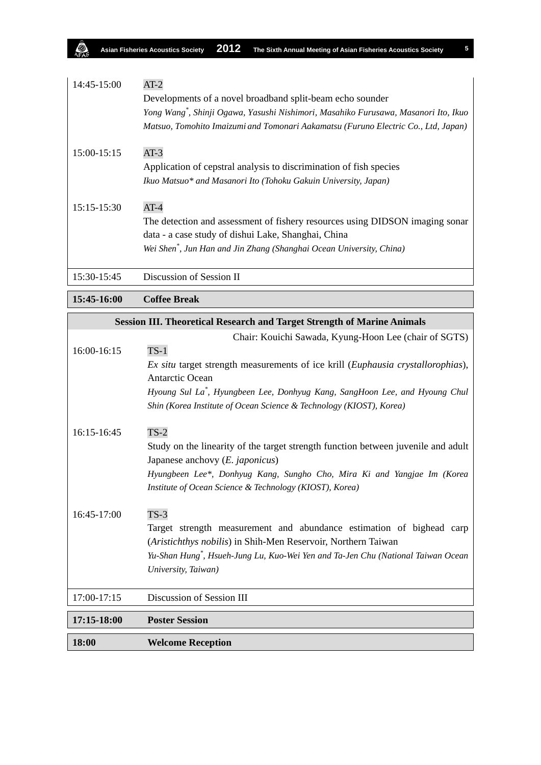| | |
|---|---|
| 14:45-15:00 | AT-2<br>Developments of a novel broadband split-beam echo sounder<br>*Yong Wang\*, Shinji Ogawa, Yasushi Nishimori, Masahiko Furusawa, Masanori Ito, Ikuo Matsuo, Tomohito Imaizumi and Tomonari Aakamatsu (Furuno Electric Co., Ltd, Japan)* |
| 15:00-15:15 | AT-3<br>Application of cepstral analysis to discrimination of fish species<br>*Ikuo Matsuo\* and Masanori Ito (Tohoku Gakuin University, Japan)* |
| 15:15-15:30 | AT-4<br>The detection and assessment of fishery resources using DIDSON imaging sonar data - a case study of dishui Lake, Shanghai, China<br>*Wei Shen\*, Jun Han and Jin Zhang (Shanghai Ocean University, China)* |
| 15:30-15:45 | Discussion of Session II |

| | |
|---|---|
| **15:45-16:00** | **Coffee Break** |

| **Session III. Theoretical Research and Target Strength of Marine Animals** | |
|---|---|
| | Chair: Kouichi Sawada, Kyung-Hoon Lee (chair of SGTS) |
| 16:00-16:15 | TS-1<br>*Ex situ* target strength measurements of ice krill (*Euphausia crystallorophias*), Antarctic Ocean<br>*Hyoung Sul La\*, Hyungbeen Lee, Donhyug Kang, SangHoon Lee, and Hyoung Chul Shin (Korea Institute of Ocean Science & Technology (KIOST), Korea)* |
| 16:15-16:45 | TS-2<br>Study on the linearity of the target strength function between juvenile and adult Japanese anchovy (*E. japonicus*)<br>*Hyungbeen Lee\*, Donhyug Kang, Sungho Cho, Mira Ki and Yangjae Im (Korea Institute of Ocean Science & Technology (KIOST), Korea)* |
| 16:45-17:00 | TS-3<br>Target strength measurement and abundance estimation of bighead carp (*Aristichthys nobilis*) in Shih-Men Reservoir, Northern Taiwan<br>*Yu-Shan Hung\*, Hsueh-Jung Lu, Kuo-Wei Yen and Ta-Jen Chu (National Taiwan Ocean University, Taiwan)* |
| 17:00-17:15 | Discussion of Session III |

| | |
|---|---|
| **17:15-18:00** | **Poster Session** |

| | |
|---|---|
| **18:00** | **Welcome Reception** |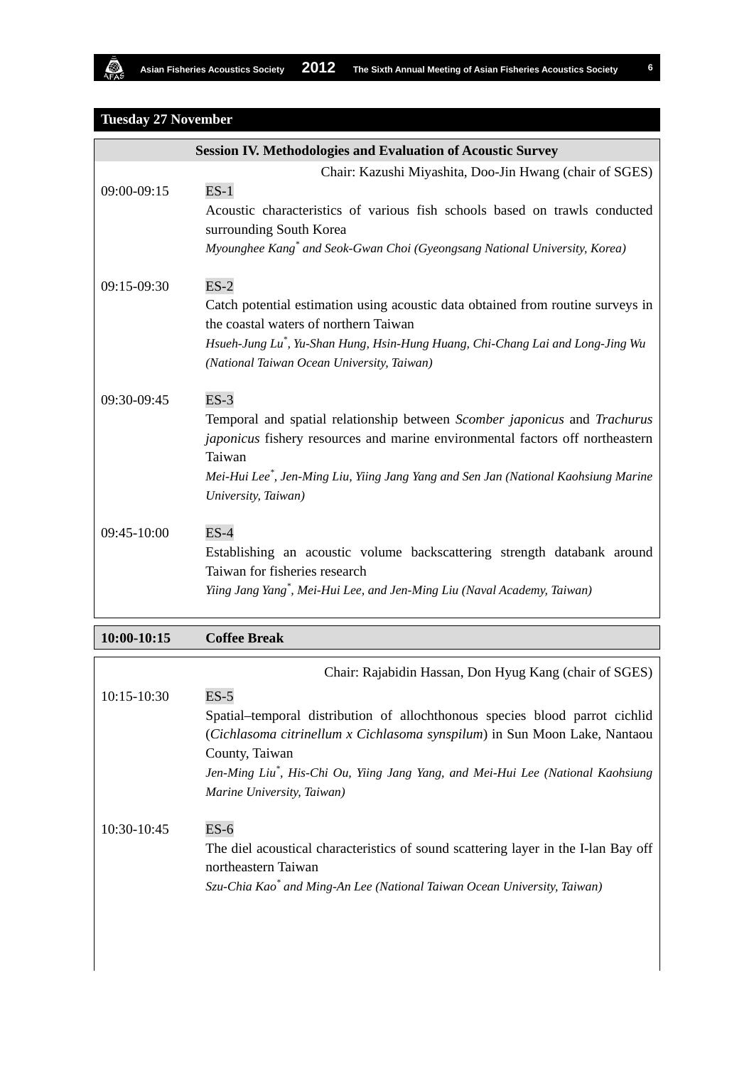## Tuesday 27 November

### Session IV. Methodologies and Evaluation of Acoustic Survey

Chair: Kazushi Miyashita, Doo-Jin Hwang (chair of SGES)

**09:00-09:15** ES-1

Acoustic characteristics of various fish schools based on trawls conducted surrounding South Korea

*Myounghee Kang\* and Seok-Gwan Choi (Gyeongsang National University, Korea)*

**09:15-09:30** ES-2

Catch potential estimation using acoustic data obtained from routine surveys in the coastal waters of northern Taiwan

*Hsueh-Jung Lu\*, Yu-Shan Hung, Hsin-Hung Huang, Chi-Chang Lai and Long-Jing Wu (National Taiwan Ocean University, Taiwan)*

**09:30-09:45** ES-3

Temporal and spatial relationship between *Scomber japonicus* and *Trachurus japonicus* fishery resources and marine environmental factors off northeastern Taiwan

*Mei-Hui Lee\*, Jen-Ming Liu, Yiing Jang Yang and Sen Jan (National Kaohsiung Marine University, Taiwan)*

**09:45-10:00** ES-4

Establishing an acoustic volume backscattering strength databank around Taiwan for fisheries research

*Yiing Jang Yang\*, Mei-Hui Lee, and Jen-Ming Liu (Naval Academy, Taiwan)*

**10:00-10:15 Coffee Break**

Chair: Rajabidin Hassan, Don Hyug Kang (chair of SGES)

**10:15-10:30** ES-5

Spatial–temporal distribution of allochthonous species blood parrot cichlid (*Cichlasoma citrinellum x Cichlasoma synspilum*) in Sun Moon Lake, Nantaou County, Taiwan

*Jen-Ming Liu\*, His-Chi Ou, Yiing Jang Yang, and Mei-Hui Lee (National Kaohsiung Marine University, Taiwan)*

**10:30-10:45** ES-6

The diel acoustical characteristics of sound scattering layer in the I-lan Bay off northeastern Taiwan

*Szu-Chia Kao\* and Ming-An Lee (National Taiwan Ocean University, Taiwan)*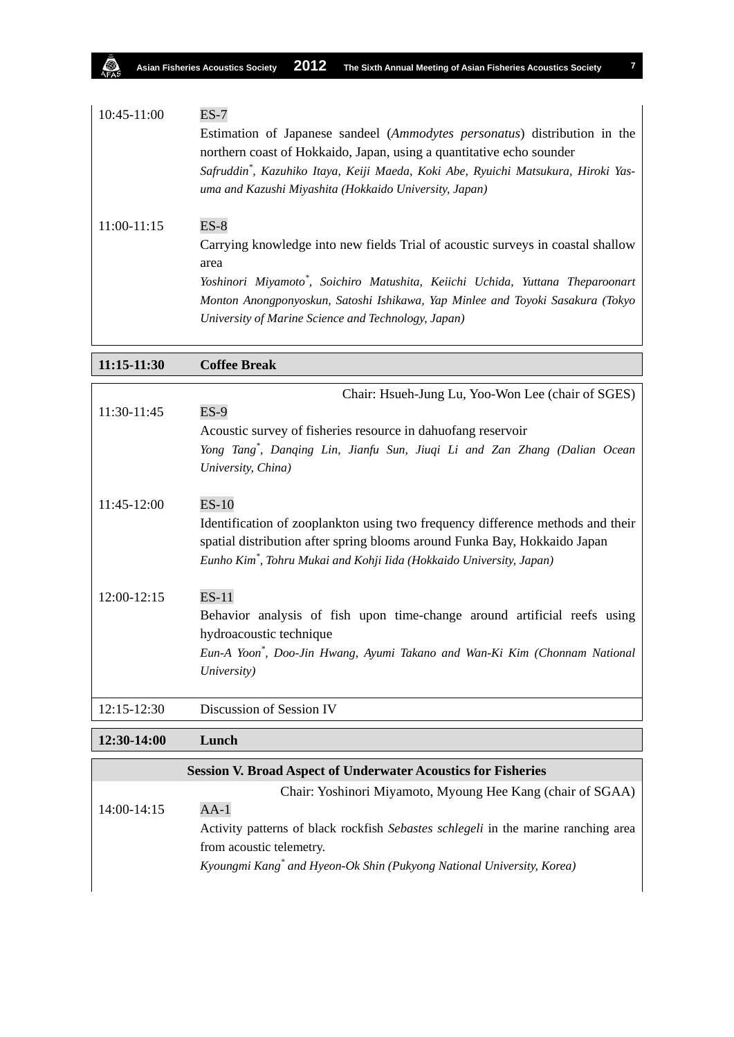| | |
|---|---|
| 10:45-11:00 | ES-7<br>Estimation of Japanese sandeel (*Ammodytes personatus*) distribution in the northern coast of Hokkaido, Japan, using a quantitative echo sounder<br>*Safruddin*, Kazuhiko Itaya, Keiji Maeda, Koki Abe, Ryuichi Matsukura, Hiroki Yasuma and Kazushi Miyashita (Hokkaido University, Japan)* |
| 11:00-11:15 | ES-8<br>Carrying knowledge into new fields Trial of acoustic surveys in coastal shallow area<br>*Yoshinori Miyamoto*, Soichiro Matushita, Keiichi Uchida, Yuttana Theparoonart Monton Anongponyoskun, Satoshi Ishikawa, Yap Minlee and Toyoki Sasakura (Tokyo University of Marine Science and Technology, Japan)* |

| | |
|---|---|
| **11:15-11:30** | **Coffee Break** |

| | |
|---|---|
| | Chair: Hsueh-Jung Lu, Yoo-Won Lee (chair of SGES) |
| 11:30-11:45 | ES-9<br>Acoustic survey of fisheries resource in dahuofang reservoir<br>*Yong Tang*, Danqing Lin, Jianfu Sun, Jiuqi Li and Zan Zhang (Dalian Ocean University, China)* |
| 11:45-12:00 | ES-10<br>Identification of zooplankton using two frequency difference methods and their spatial distribution after spring blooms around Funka Bay, Hokkaido Japan<br>*Eunho Kim*, Tohru Mukai and Kohji Iida (Hokkaido University, Japan)* |
| 12:00-12:15 | ES-11<br>Behavior analysis of fish upon time-change around artificial reefs using hydroacoustic technique<br>*Eun-A Yoon*, Doo-Jin Hwang, Ayumi Takano and Wan-Ki Kim (Chonnam National University)* |
| 12:15-12:30 | Discussion of Session IV |

| | |
|---|---|
| **12:30-14:00** | **Lunch** |

| **Session V. Broad Aspect of Underwater Acoustics for Fisheries** | |
|---|---|
| | Chair: Yoshinori Miyamoto, Myoung Hee Kang (chair of SGAA) |
| 14:00-14:15 | AA-1<br>Activity patterns of black rockfish *Sebastes schlegeli* in the marine ranching area from acoustic telemetry.<br>*Kyoungmi Kang* and Hyeon-Ok Shin (Pukyong National University, Korea)* |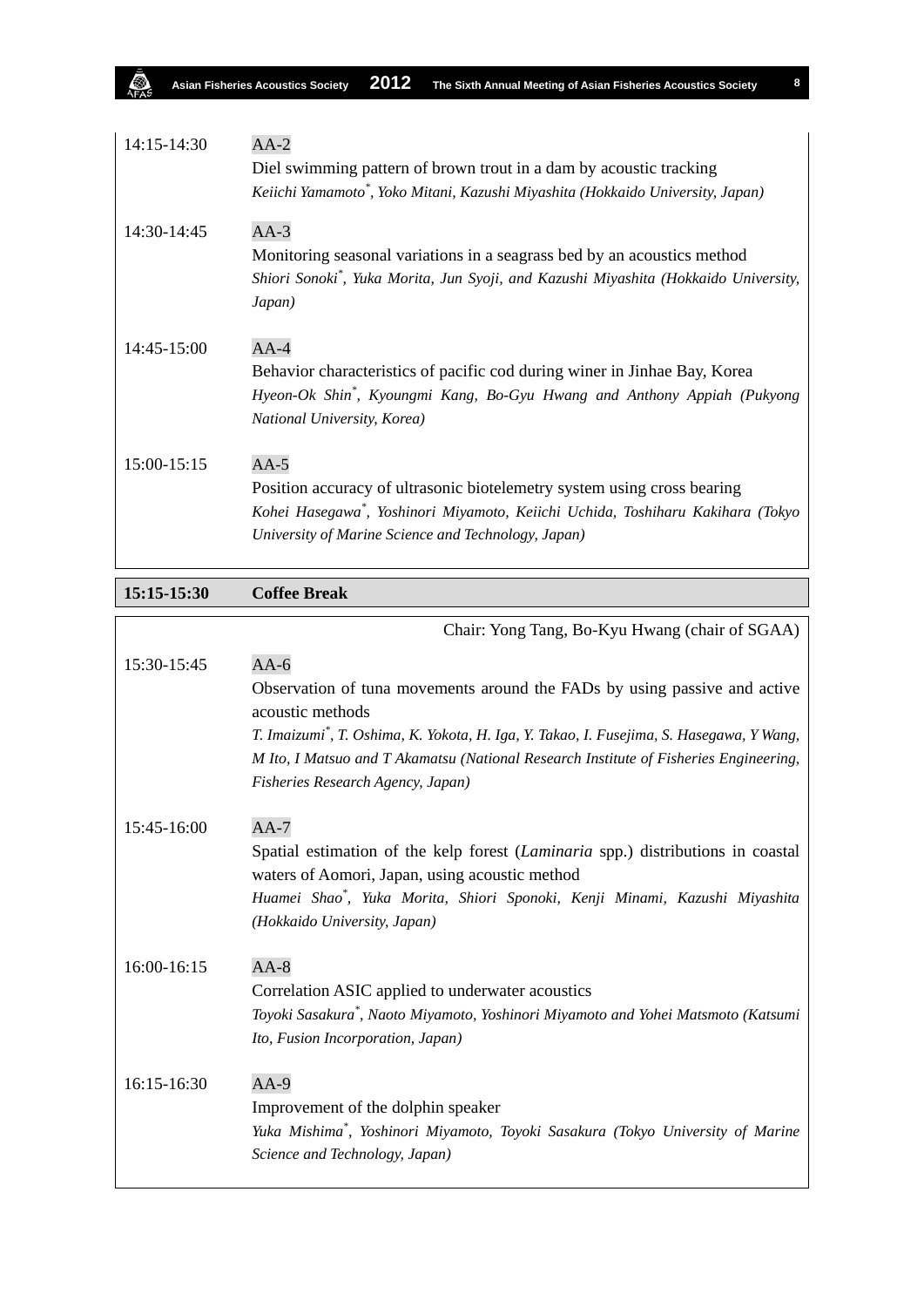| | |
|---|---|
| 14:15-14:30 | AA-2<br>Diel swimming pattern of brown trout in a dam by acoustic tracking<br>*Keiichi Yamamoto*, Yoko Mitani, Kazushi Miyashita (Hokkaido University, Japan)* |
| 14:30-14:45 | AA-3<br>Monitoring seasonal variations in a seagrass bed by an acoustics method<br>*Shiori Sonoki*, Yuka Morita, Jun Syoji, and Kazushi Miyashita (Hokkaido University, Japan)* |
| 14:45-15:00 | AA-4<br>Behavior characteristics of pacific cod during winer in Jinhae Bay, Korea<br>*Hyeon-Ok Shin*, Kyoungmi Kang, Bo-Gyu Hwang and Anthony Appiah (Pukyong National University, Korea)* |
| 15:00-15:15 | AA-5<br>Position accuracy of ultrasonic biotelemetry system using cross bearing<br>*Kohei Hasegawa*, Yoshinori Miyamoto, Keiichi Uchida, Toshiharu Kakihara (Tokyo University of Marine Science and Technology, Japan)* |

| | |
|---|---|
| **15:15-15:30** | **Coffee Break** |

Chair: Yong Tang, Bo-Kyu Hwang (chair of SGAA)

| | |
|---|---|
| 15:30-15:45 | AA-6<br>Observation of tuna movements around the FADs by using passive and active acoustic methods<br>*T. Imaizumi*, T. Oshima, K. Yokota, H. Iga, Y. Takao, I. Fusejima, S. Hasegawa, Y Wang, M Ito, I Matsuo and T Akamatsu (National Research Institute of Fisheries Engineering, Fisheries Research Agency, Japan)* |
| 15:45-16:00 | AA-7<br>Spatial estimation of the kelp forest (*Laminaria* spp.) distributions in coastal waters of Aomori, Japan, using acoustic method<br>*Huamei Shao*, Yuka Morita, Shiori Sponoki, Kenji Minami, Kazushi Miyashita (Hokkaido University, Japan)* |
| 16:00-16:15 | AA-8<br>Correlation ASIC applied to underwater acoustics<br>*Toyoki Sasakura*, Naoto Miyamoto, Yoshinori Miyamoto and Yohei Matsmoto (Katsumi Ito, Fusion Incorporation, Japan)* |
| 16:15-16:30 | AA-9<br>Improvement of the dolphin speaker<br>*Yuka Mishima*, Yoshinori Miyamoto, Toyoki Sasakura (Tokyo University of Marine Science and Technology, Japan)* |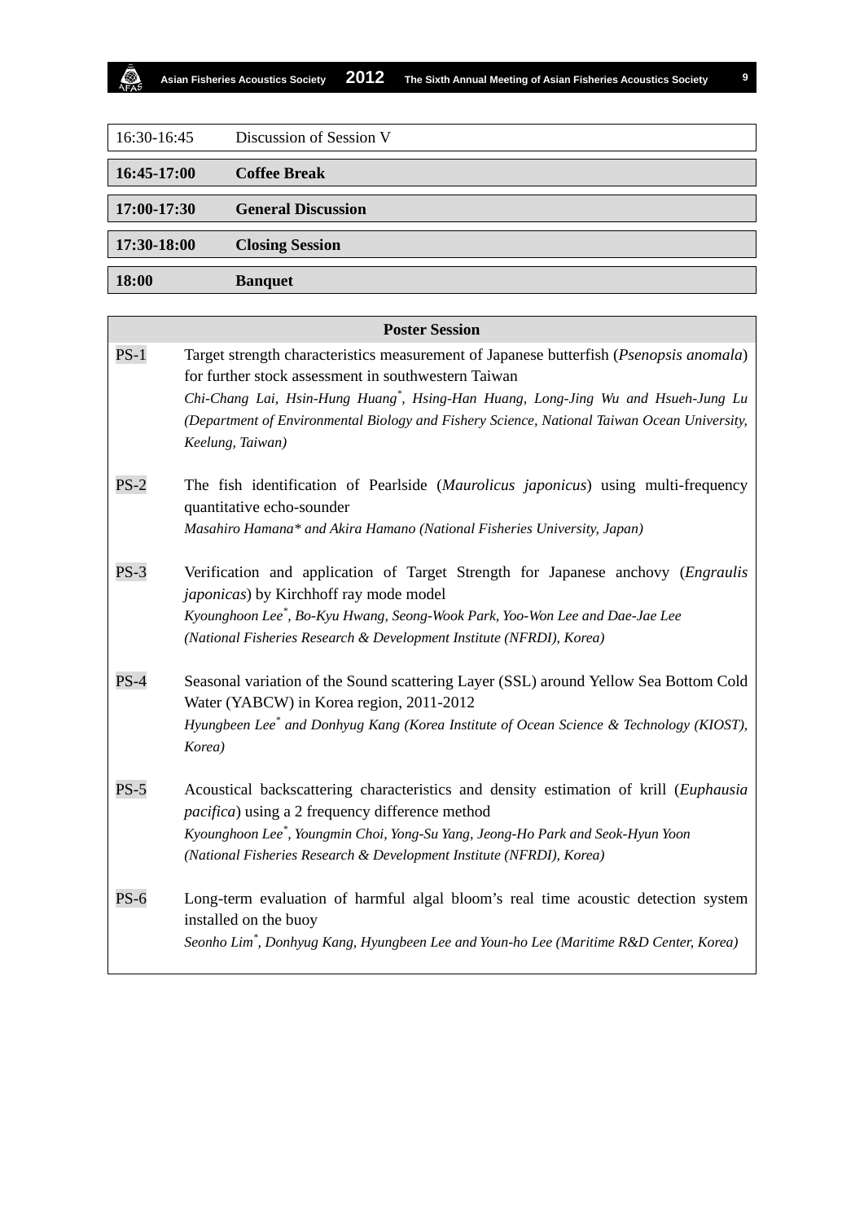| | |
|---|---|
| 16:30-16:45 | Discussion of Session V |
| **16:45-17:00** | **Coffee Break** |
| **17:00-17:30** | **General Discussion** |
| **17:30-18:00** | **Closing Session** |
| **18:00** | **Banquet** |

## Poster Session

**PS-1** Target strength characteristics measurement of Japanese butterfish (*Psenopsis anomala*) for further stock assessment in southwestern Taiwan
*Chi-Chang Lai, Hsin-Hung Huang*, Hsing-Han Huang, Long-Jing Wu and Hsueh-Jung Lu (Department of Environmental Biology and Fishery Science, National Taiwan Ocean University, Keelung, Taiwan)*

**PS-2** The fish identification of Pearlside (*Maurolicus japonicus*) using multi-frequency quantitative echo-sounder
*Masahiro Hamana* and Akira Hamano (National Fisheries University, Japan)*

**PS-3** Verification and application of Target Strength for Japanese anchovy (*Engraulis japonicas*) by Kirchhoff ray mode model
*Kyounghoon Lee*, Bo-Kyu Hwang, Seong-Wook Park, Yoo-Won Lee and Dae-Jae Lee (National Fisheries Research & Development Institute (NFRDI), Korea)*

**PS-4** Seasonal variation of the Sound scattering Layer (SSL) around Yellow Sea Bottom Cold Water (YABCW) in Korea region, 2011-2012
*Hyungbeen Lee* and Donhyug Kang (Korea Institute of Ocean Science & Technology (KIOST), Korea)*

**PS-5** Acoustical backscattering characteristics and density estimation of krill (*Euphausia pacifica*) using a 2 frequency difference method
*Kyounghoon Lee*, Youngmin Choi, Yong-Su Yang, Jeong-Ho Park and Seok-Hyun Yoon (National Fisheries Research & Development Institute (NFRDI), Korea)*

**PS-6** Long-term evaluation of harmful algal bloom's real time acoustic detection system installed on the buoy
*Seonho Lim*, Donhyug Kang, Hyungbeen Lee and Youn-ho Lee (Maritime R&D Center, Korea)*